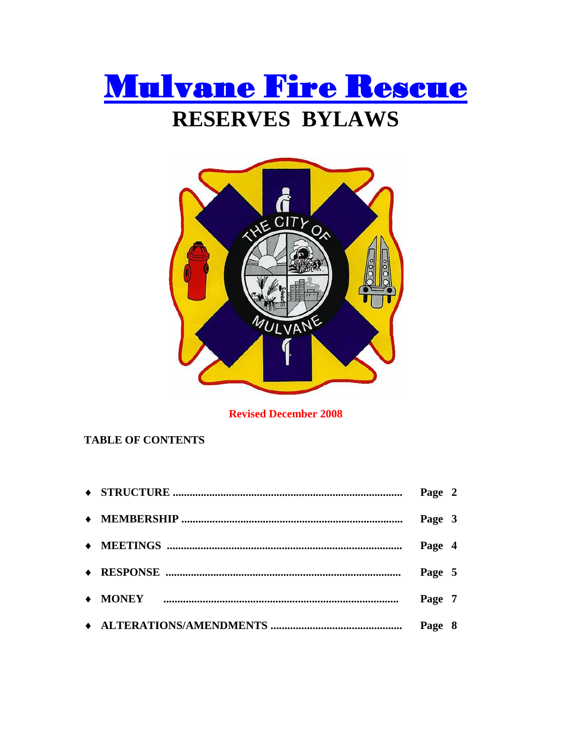# Mulvane Fire Rescue

## RESERVES BYLAWS

Revised December 2008

**TABLE OF CONTENTS**

- **STRUCTURE** ........................................ **Page 2**
- **MEMBERSHIP** ........................................ **Page 3**
- **MEETINGS** ........................................ **Page 4**
- **RESPONSE** ........................................ **Page 5**
- **MONEY** ........................................ **Page 7**
- **ALTERATIONS/AMENDMENTS** ........................................ **Page 8**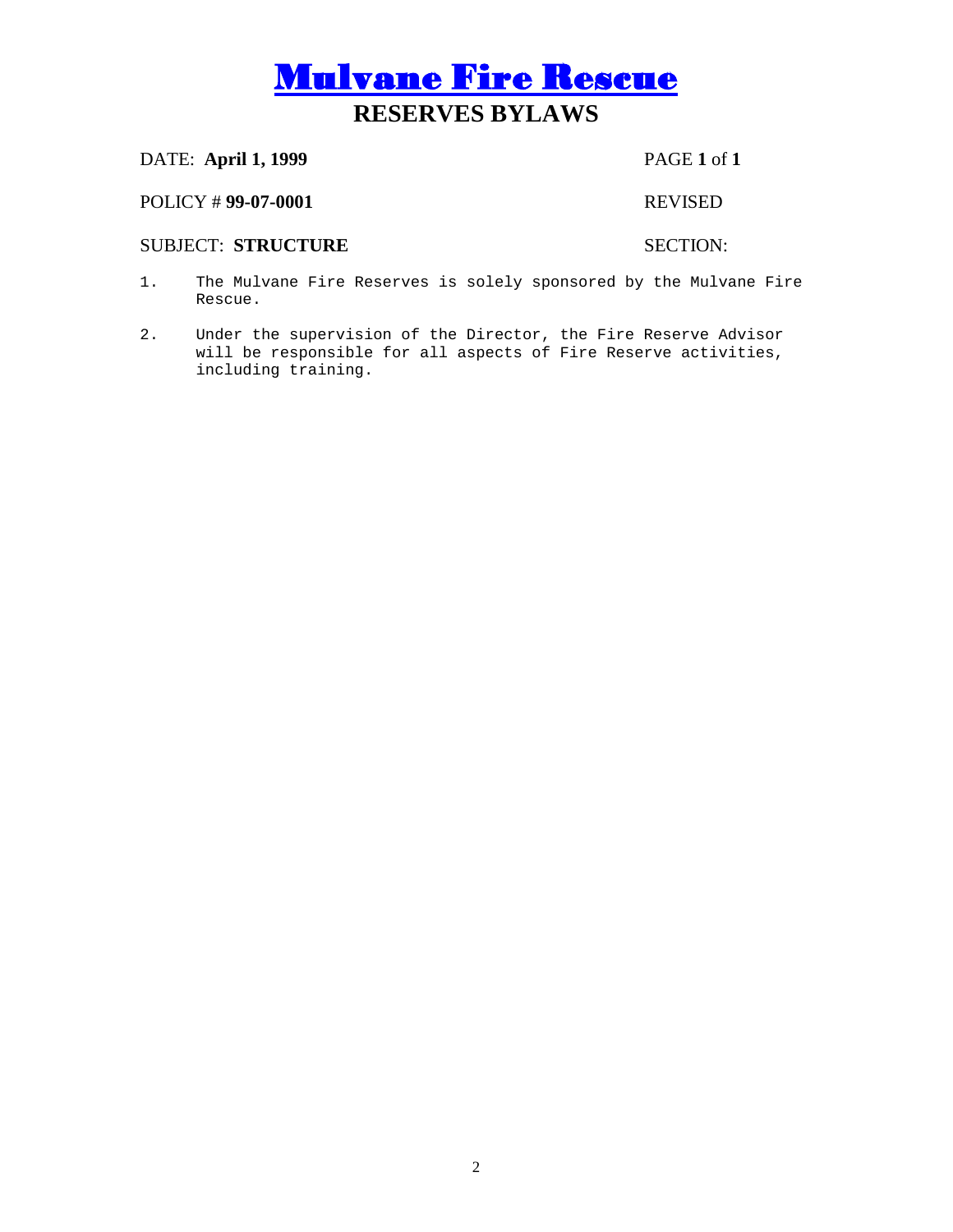# Mulvane Fire Rescue

## RESERVES BYLAWS

DATE: **April 1, 1999** PAGE **1** of **1**

POLICY # **99-07-0001** REVISED

SUBJECT: **STRUCTURE** SECTION:

1. The Mulvane Fire Reserves is solely sponsored by the Mulvane Fire Rescue.

2. Under the supervision of the Director, the Fire Reserve Advisor will be responsible for all aspects of Fire Reserve activities, including training.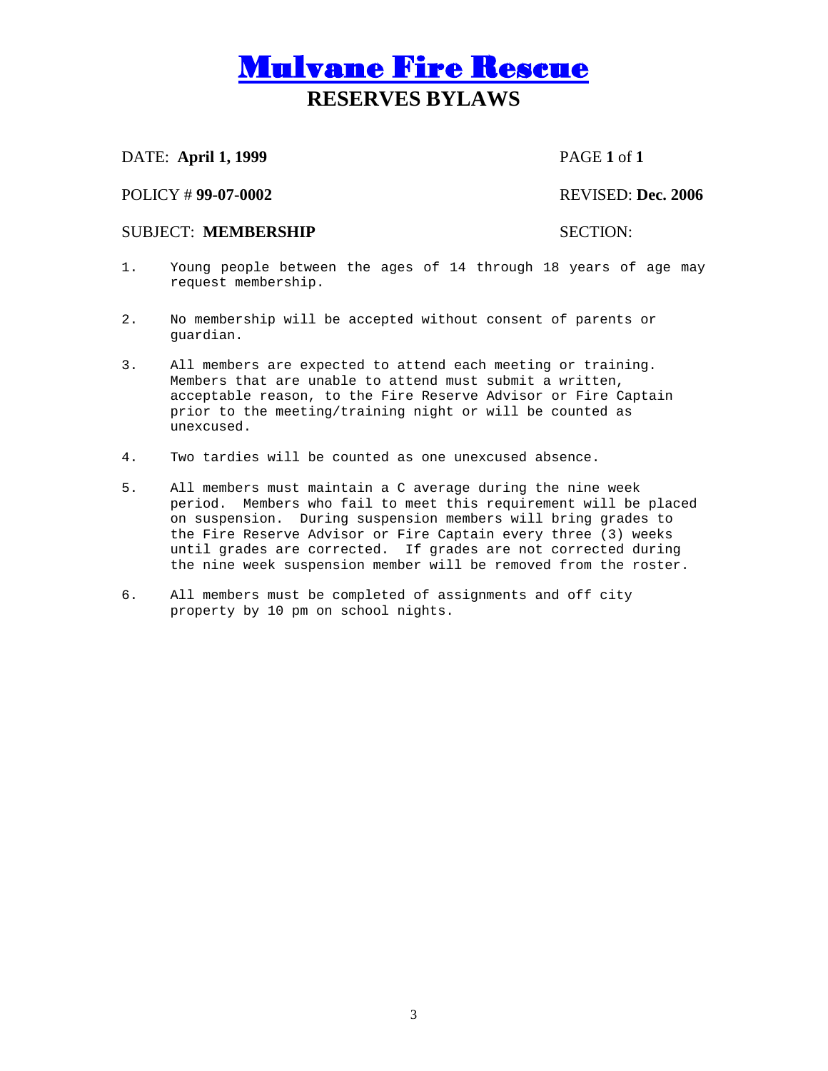# Mulvane Fire Rescue

## RESERVES BYLAWS

DATE: **April 1, 1999** PAGE **1** of **1**

POLICY # **99-07-0002** REVISED: **Dec. 2006**

SUBJECT: **MEMBERSHIP** SECTION:

1. Young people between the ages of 14 through 18 years of age may request membership.

2. No membership will be accepted without consent of parents or guardian.

3. All members are expected to attend each meeting or training. Members that are unable to attend must submit a written, acceptable reason, to the Fire Reserve Advisor or Fire Captain prior to the meeting/training night or will be counted as unexcused.

4. Two tardies will be counted as one unexcused absence.

5. All members must maintain a C average during the nine week period. Members who fail to meet this requirement will be placed on suspension. During suspension members will bring grades to the Fire Reserve Advisor or Fire Captain every three (3) weeks until grades are corrected. If grades are not corrected during the nine week suspension member will be removed from the roster.

6. All members must be completed of assignments and off city property by 10 pm on school nights.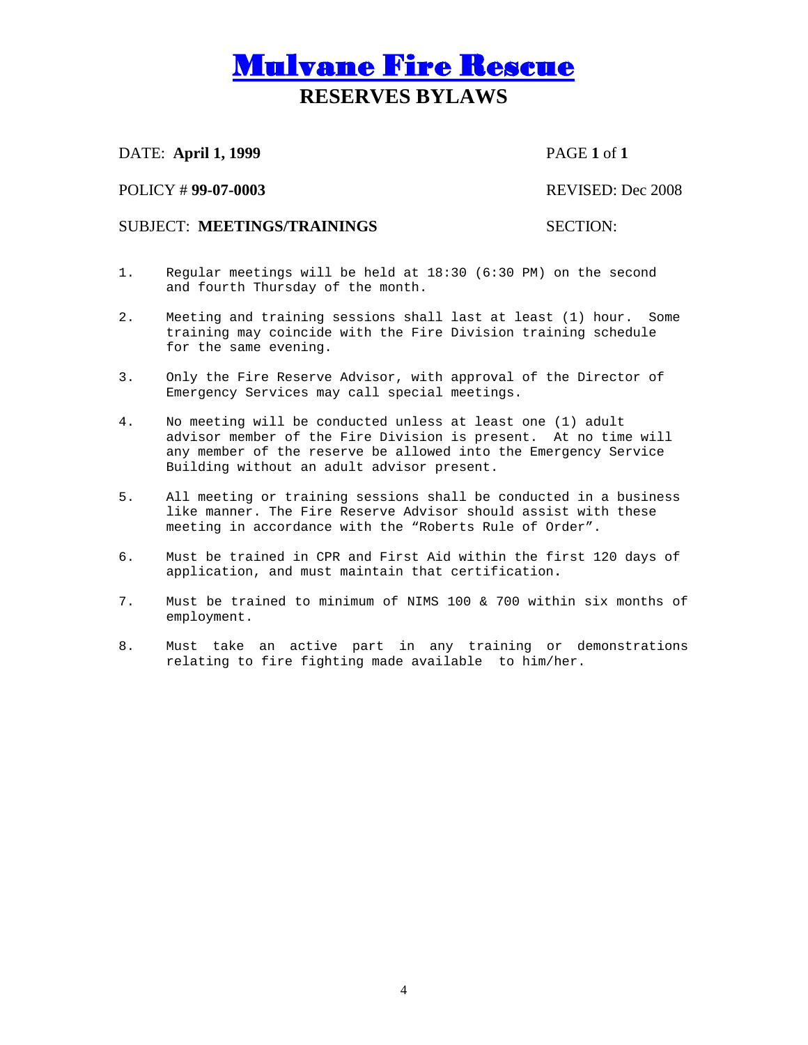# Mulvane Fire Rescue

## RESERVES BYLAWS

DATE: **April 1, 1999** PAGE **1** of **1**

POLICY # **99-07-0003** REVISED: Dec 2008

SUBJECT: **MEETINGS/TRAININGS** SECTION:

1. Regular meetings will be held at 18:30 (6:30 PM) on the second and fourth Thursday of the month.

2. Meeting and training sessions shall last at least (1) hour. Some training may coincide with the Fire Division training schedule for the same evening.

3. Only the Fire Reserve Advisor, with approval of the Director of Emergency Services may call special meetings.

4. No meeting will be conducted unless at least one (1) adult advisor member of the Fire Division is present. At no time will any member of the reserve be allowed into the Emergency Service Building without an adult advisor present.

5. All meeting or training sessions shall be conducted in a business like manner. The Fire Reserve Advisor should assist with these meeting in accordance with the "Roberts Rule of Order".

6. Must be trained in CPR and First Aid within the first 120 days of application, and must maintain that certification.

7. Must be trained to minimum of NIMS 100 & 700 within six months of employment.

8. Must take an active part in any training or demonstrations relating to fire fighting made available to him/her.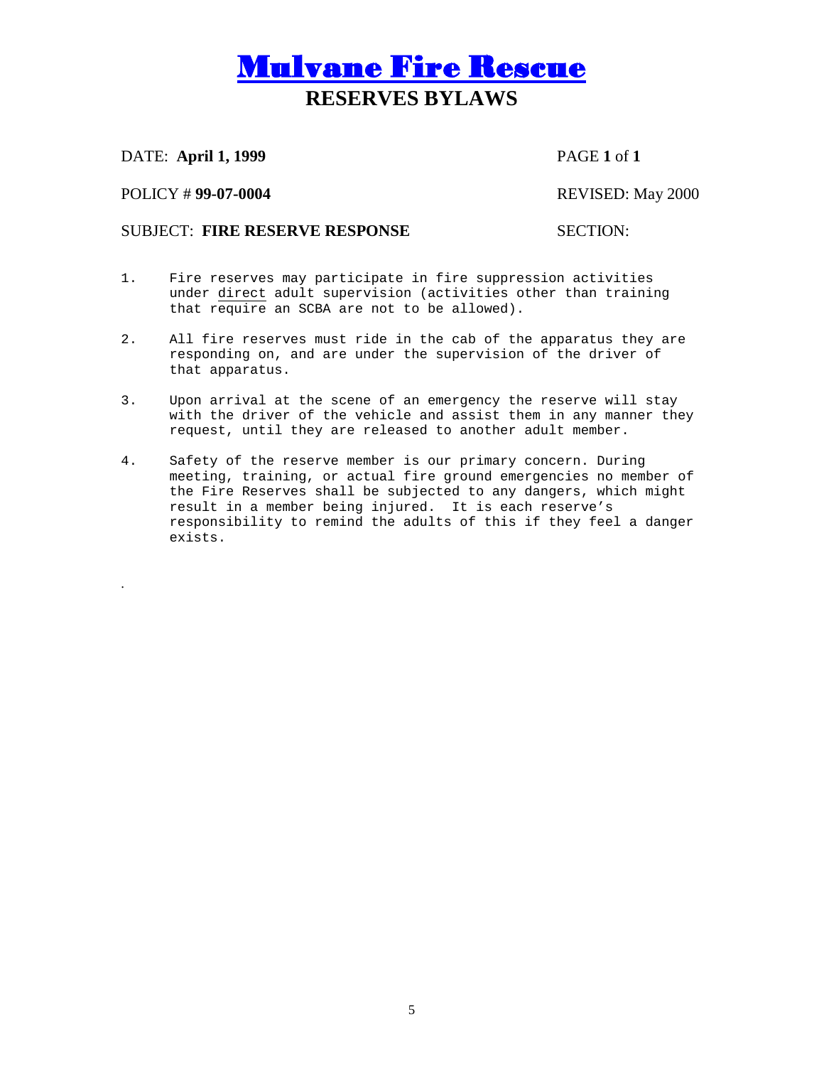# Mulvane Fire Rescue

## RESERVES BYLAWS

DATE: **April 1, 1999** PAGE **1** of **1**

POLICY # **99-07-0004** REVISED: May 2000

SUBJECT: **FIRE RESERVE RESPONSE** SECTION:

1. Fire reserves may participate in fire suppression activities under direct adult supervision (activities other than training that require an SCBA are not to be allowed).

2. All fire reserves must ride in the cab of the apparatus they are responding on, and are under the supervision of the driver of that apparatus.

3. Upon arrival at the scene of an emergency the reserve will stay with the driver of the vehicle and assist them in any manner they request, until they are released to another adult member.

4. Safety of the reserve member is our primary concern. During meeting, training, or actual fire ground emergencies no member of the Fire Reserves shall be subjected to any dangers, which might result in a member being injured. It is each reserve's responsibility to remind the adults of this if they feel a danger exists.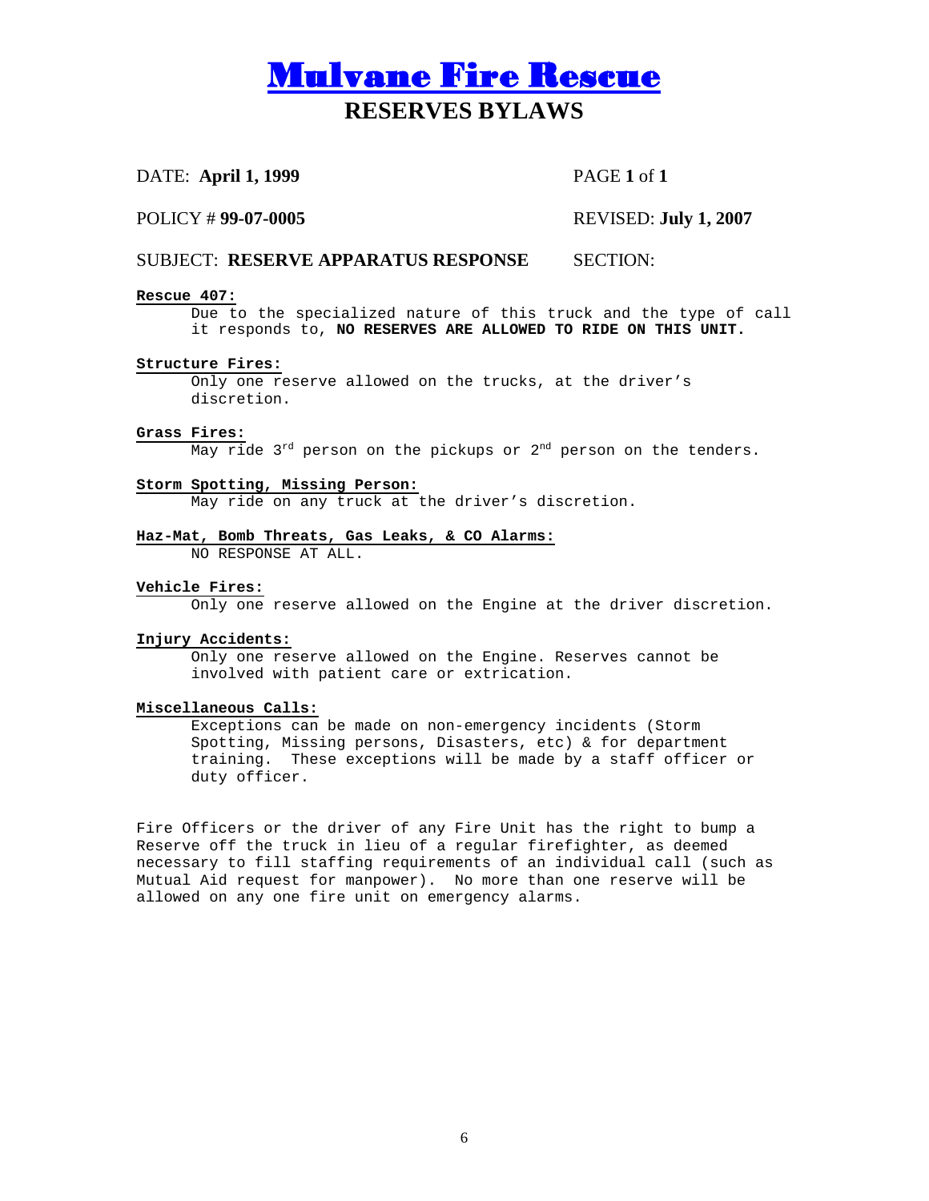# Mulvane Fire Rescue

## RESERVES BYLAWS

DATE: **April 1, 1999** PAGE **1** of **1**

POLICY # **99-07-0005** REVISED: **July 1, 2007**

SUBJECT: **RESERVE APPARATUS RESPONSE** SECTION:

**Rescue 407:**

Due to the specialized nature of this truck and the type of call it responds to, **NO RESERVES ARE ALLOWED TO RIDE ON THIS UNIT.**

**Structure Fires:**

Only one reserve allowed on the trucks, at the driver's discretion.

**Grass Fires:**

May ride 3rd person on the pickups or 2nd person on the tenders.

**Storm Spotting, Missing Person:**

May ride on any truck at the driver's discretion.

**Haz-Mat, Bomb Threats, Gas Leaks, & CO Alarms:**

NO RESPONSE AT ALL.

**Vehicle Fires:**

Only one reserve allowed on the Engine at the driver discretion.

**Injury Accidents:**

Only one reserve allowed on the Engine. Reserves cannot be involved with patient care or extrication.

**Miscellaneous Calls:**

Exceptions can be made on non-emergency incidents (Storm Spotting, Missing persons, Disasters, etc) & for department training. These exceptions will be made by a staff officer or duty officer.

Fire Officers or the driver of any Fire Unit has the right to bump a Reserve off the truck in lieu of a regular firefighter, as deemed necessary to fill staffing requirements of an individual call (such as Mutual Aid request for manpower). No more than one reserve will be allowed on any one fire unit on emergency alarms.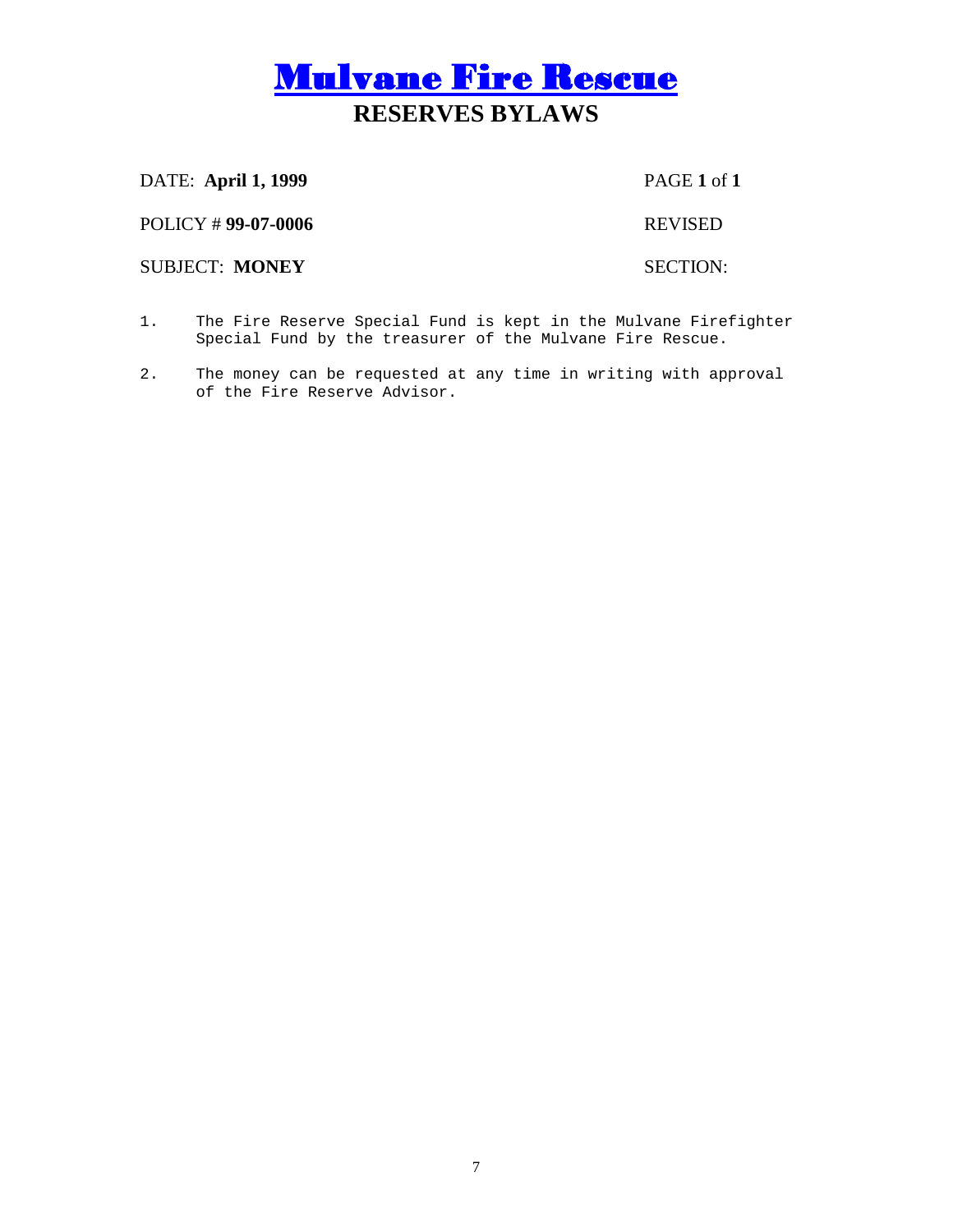# Mulvane Fire Rescue

## RESERVES BYLAWS

DATE: **April 1, 1999** PAGE **1** of **1**

POLICY # **99-07-0006** REVISED

SUBJECT: **MONEY** SECTION:

1. The Fire Reserve Special Fund is kept in the Mulvane Firefighter Special Fund by the treasurer of the Mulvane Fire Rescue.

2. The money can be requested at any time in writing with approval of the Fire Reserve Advisor.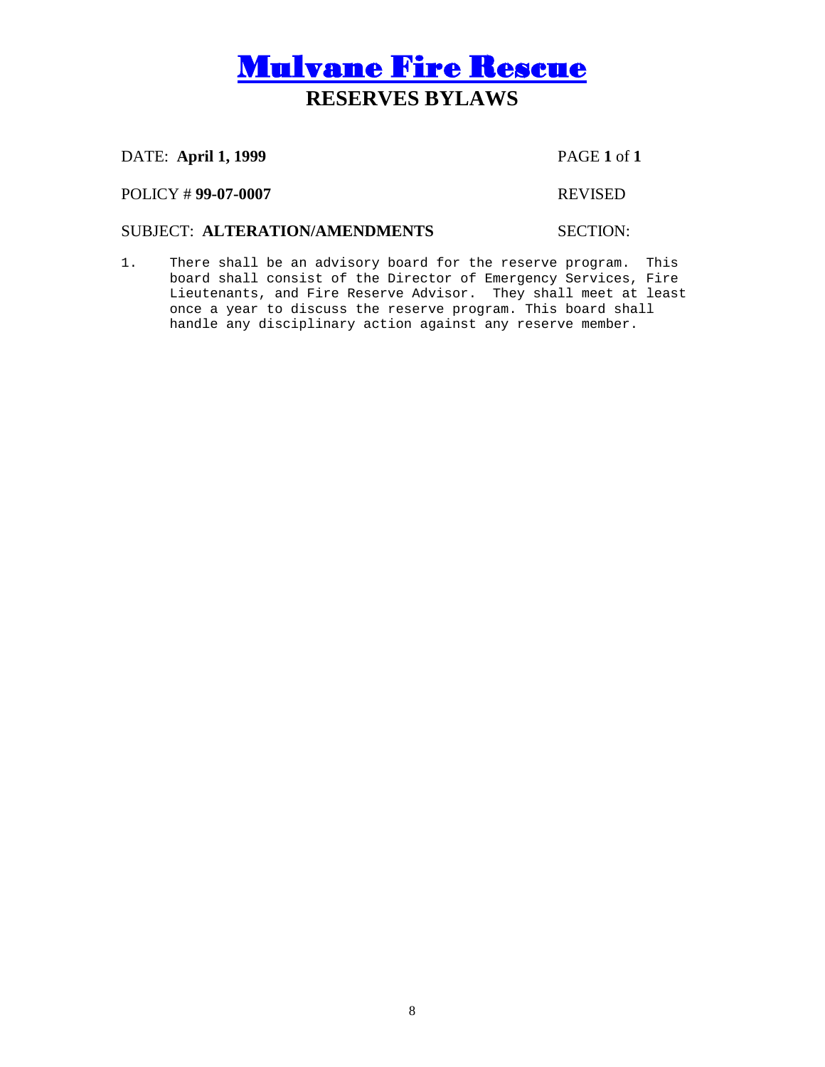# Mulvane Fire Rescue

## RESERVES BYLAWS

DATE: **April 1, 1999** PAGE **1** of **1**

POLICY # **99-07-0007** REVISED

SUBJECT: **ALTERATION/AMENDMENTS** SECTION:

1. There shall be an advisory board for the reserve program. This board shall consist of the Director of Emergency Services, Fire Lieutenants, and Fire Reserve Advisor. They shall meet at least once a year to discuss the reserve program. This board shall handle any disciplinary action against any reserve member.